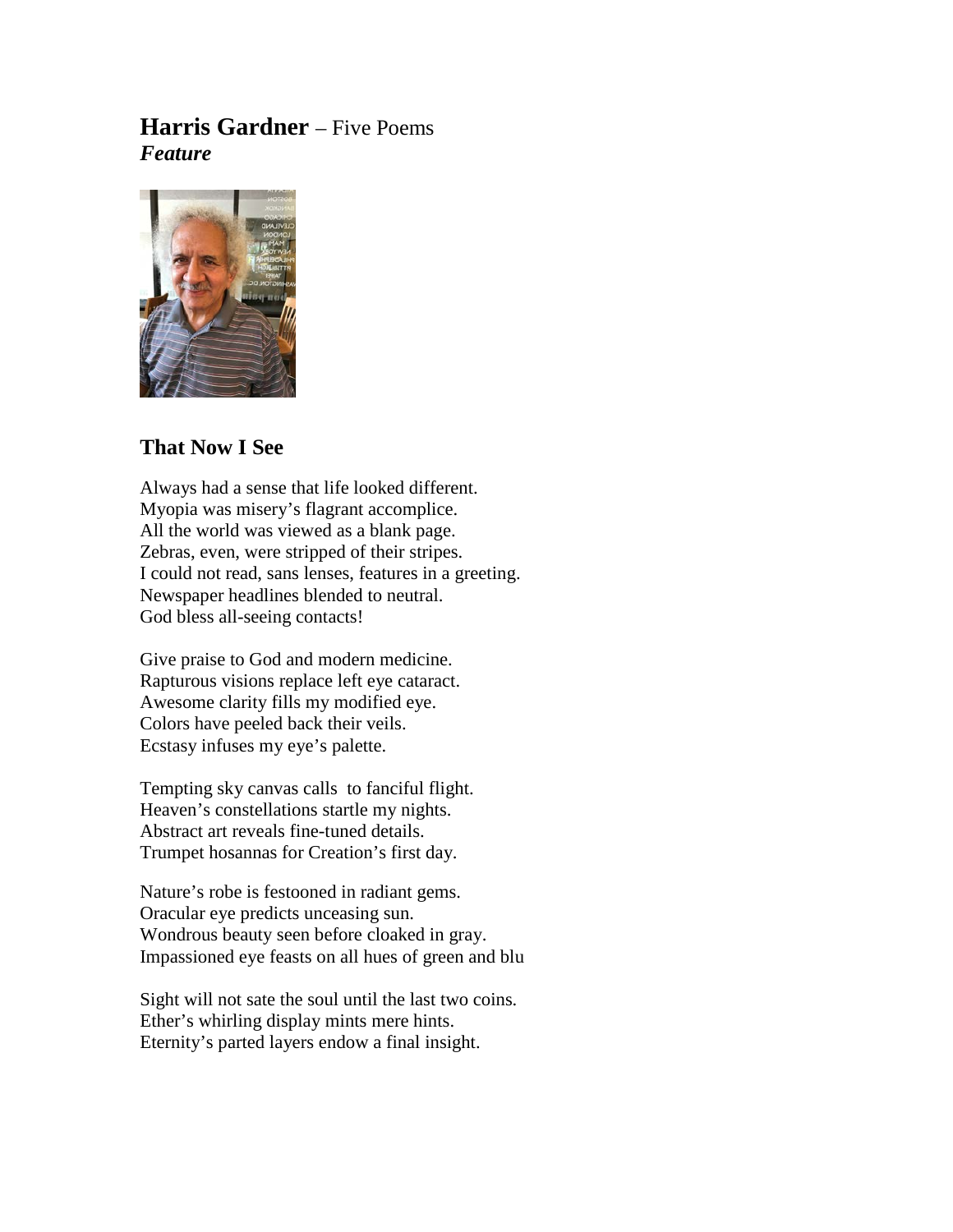# **Harris Gardner** – Five Poems
***Feature***

## That Now I See

Always had a sense that life looked different.
Myopia was misery's flagrant accomplice.
All the world was viewed as a blank page.
Zebras, even, were stripped of their stripes.
I could not read, sans lenses, features in a greeting.
Newspaper headlines blended to neutral.
God bless all-seeing contacts!

Give praise to God and modern medicine.
Rapturous visions replace left eye cataract.
Awesome clarity fills my modified eye.
Colors have peeled back their veils.
Ecstasy infuses my eye's palette.

Tempting sky canvas calls  to fanciful flight.
Heaven's constellations startle my nights.
Abstract art reveals fine-tuned details.
Trumpet hosannas for Creation's first day.

Nature's robe is festooned in radiant gems.
Oracular eye predicts unceasing sun.
Wondrous beauty seen before cloaked in gray.
Impassioned eye feasts on all hues of green and blu

Sight will not sate the soul until the last two coins.
Ether's whirling display mints mere hints.
Eternity's parted layers endow a final insight.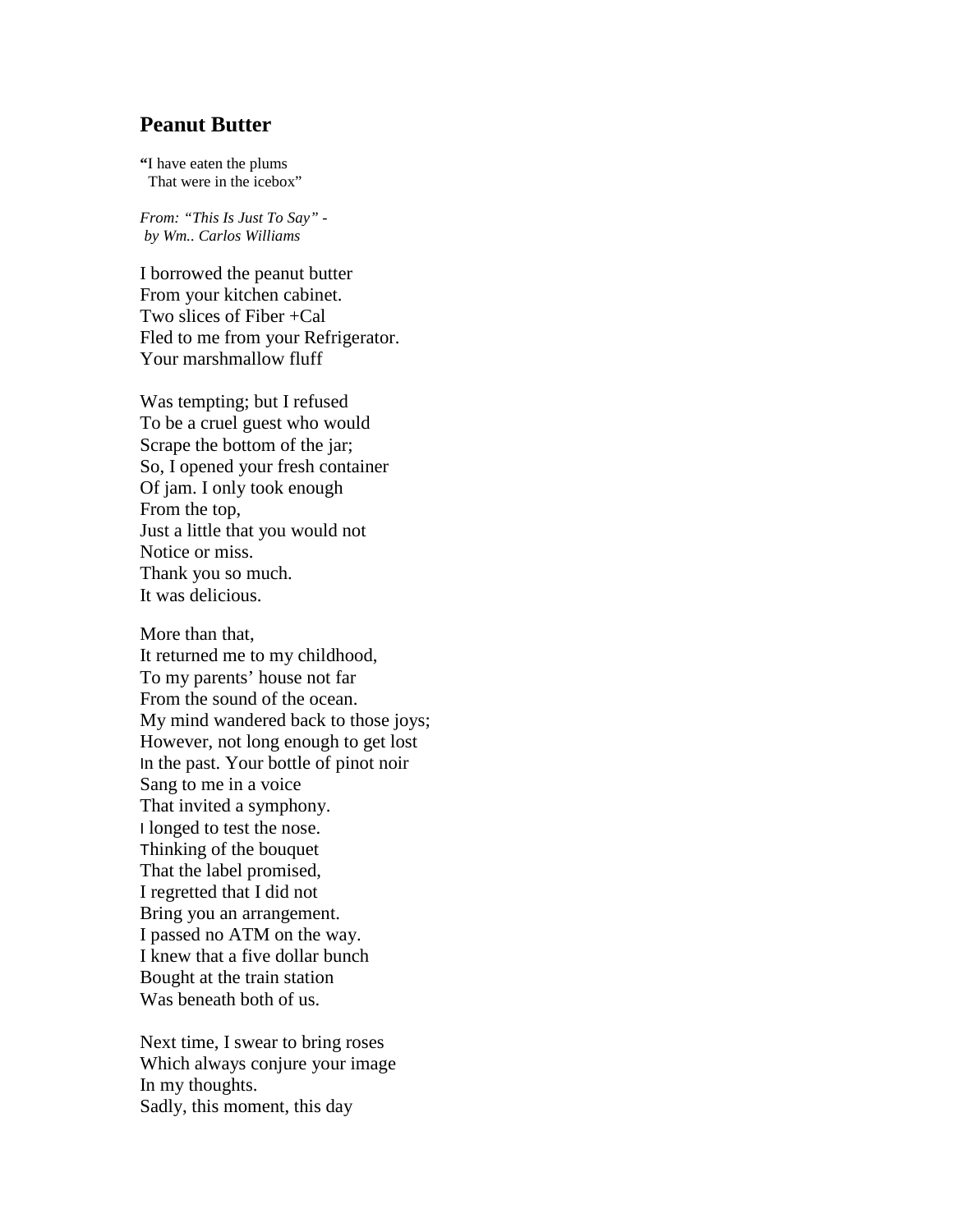## Peanut Butter

**"**I have eaten the plums
That were in the icebox"

*From: "This Is Just To Say" -*
*by Wm.. Carlos Williams*

I borrowed the peanut butter
From your kitchen cabinet.
Two slices of Fiber +Cal
Fled to me from your Refrigerator.
Your marshmallow fluff

Was tempting; but I refused
To be a cruel guest who would
Scrape the bottom of the jar;
So, I opened your fresh container
Of jam. I only took enough
From the top,
Just a little that you would not
Notice or miss.
Thank you so much.
It was delicious.

More than that,
It returned me to my childhood,
To my parents' house not far
From the sound of the ocean.
My mind wandered back to those joys;
However, not long enough to get lost
In the past. Your bottle of pinot noir
Sang to me in a voice
That invited a symphony.
I longed to test the nose.
Thinking of the bouquet
That the label promised,
I regretted that I did not
Bring you an arrangement.
I passed no ATM on the way.
I knew that a five dollar bunch
Bought at the train station
Was beneath both of us.

Next time, I swear to bring roses
Which always conjure your image
In my thoughts.
Sadly, this moment, this day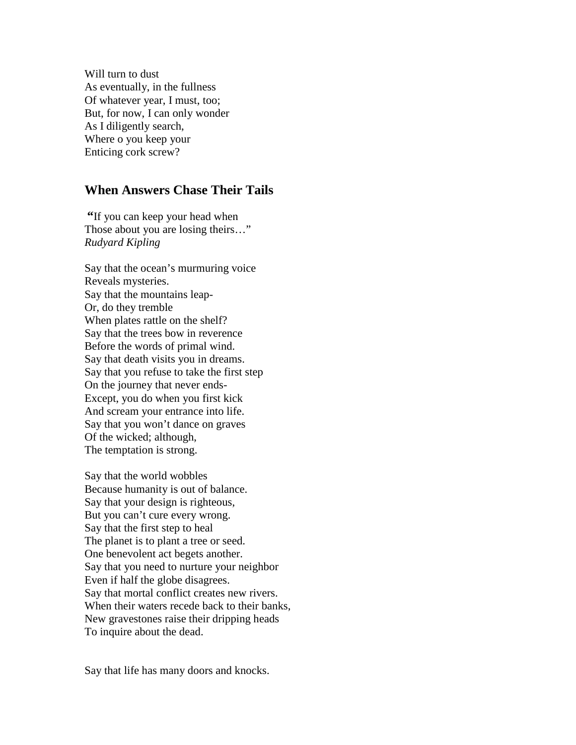Will turn to dust  
As eventually, in the fullness  
Of whatever year, I must, too;  
But, for now, I can only wonder  
As I diligently search,  
Where o you keep your  
Enticing cork screw?

## When Answers Chase Their Tails

**"**If you can keep your head when  
Those about you are losing theirs…"  
*Rudyard Kipling*

Say that the ocean's murmuring voice  
Reveals mysteries.  
Say that the mountains leap-  
Or, do they tremble  
When plates rattle on the shelf?  
Say that the trees bow in reverence  
Before the words of primal wind.  
Say that death visits you in dreams.  
Say that you refuse to take the first step  
On the journey that never ends-  
Except, you do when you first kick  
And scream your entrance into life.  
Say that you won't dance on graves  
Of the wicked; although,  
The temptation is strong.

Say that the world wobbles  
Because humanity is out of balance.  
Say that your design is righteous,  
But you can't cure every wrong.  
Say that the first step to heal  
The planet is to plant a tree or seed.  
One benevolent act begets another.  
Say that you need to nurture your neighbor  
Even if half the globe disagrees.  
Say that mortal conflict creates new rivers.  
When their waters recede back to their banks,  
New gravestones raise their dripping heads  
To inquire about the dead.

Say that life has many doors and knocks.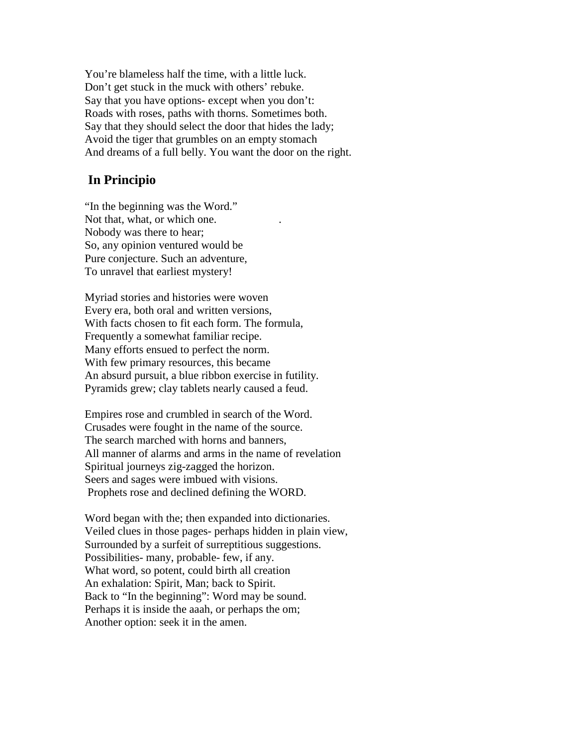You're blameless half the time, with a little luck.
Don't get stuck in the muck with others' rebuke.
Say that you have options- except when you don't:
Roads with roses, paths with thorns. Sometimes both.
Say that they should select the door that hides the lady;
Avoid the tiger that grumbles on an empty stomach
And dreams of a full belly. You want the door on the right.

## In Principio

"In the beginning was the Word."
Not that, what, or which one.
Nobody was there to hear;
So, any opinion ventured would be
Pure conjecture. Such an adventure,
To unravel that earliest mystery!

Myriad stories and histories were woven
Every era, both oral and written versions,
With facts chosen to fit each form. The formula,
Frequently a somewhat familiar recipe.
Many efforts ensued to perfect the norm.
With few primary resources, this became
An absurd pursuit, a blue ribbon exercise in futility.
Pyramids grew; clay tablets nearly caused a feud.

Empires rose and crumbled in search of the Word.
Crusades were fought in the name of the source.
The search marched with horns and banners,
All manner of alarms and arms in the name of revelation
Spiritual journeys zig-zagged the horizon.
Seers and sages were imbued with visions.
Prophets rose and declined defining the WORD.

Word began with the; then expanded into dictionaries.
Veiled clues in those pages- perhaps hidden in plain view,
Surrounded by a surfeit of surreptitious suggestions.
Possibilities- many, probable- few, if any.
What word, so potent, could birth all creation
An exhalation: Spirit, Man; back to Spirit.
Back to "In the beginning": Word may be sound.
Perhaps it is inside the aaah, or perhaps the om;
Another option: seek it in the amen.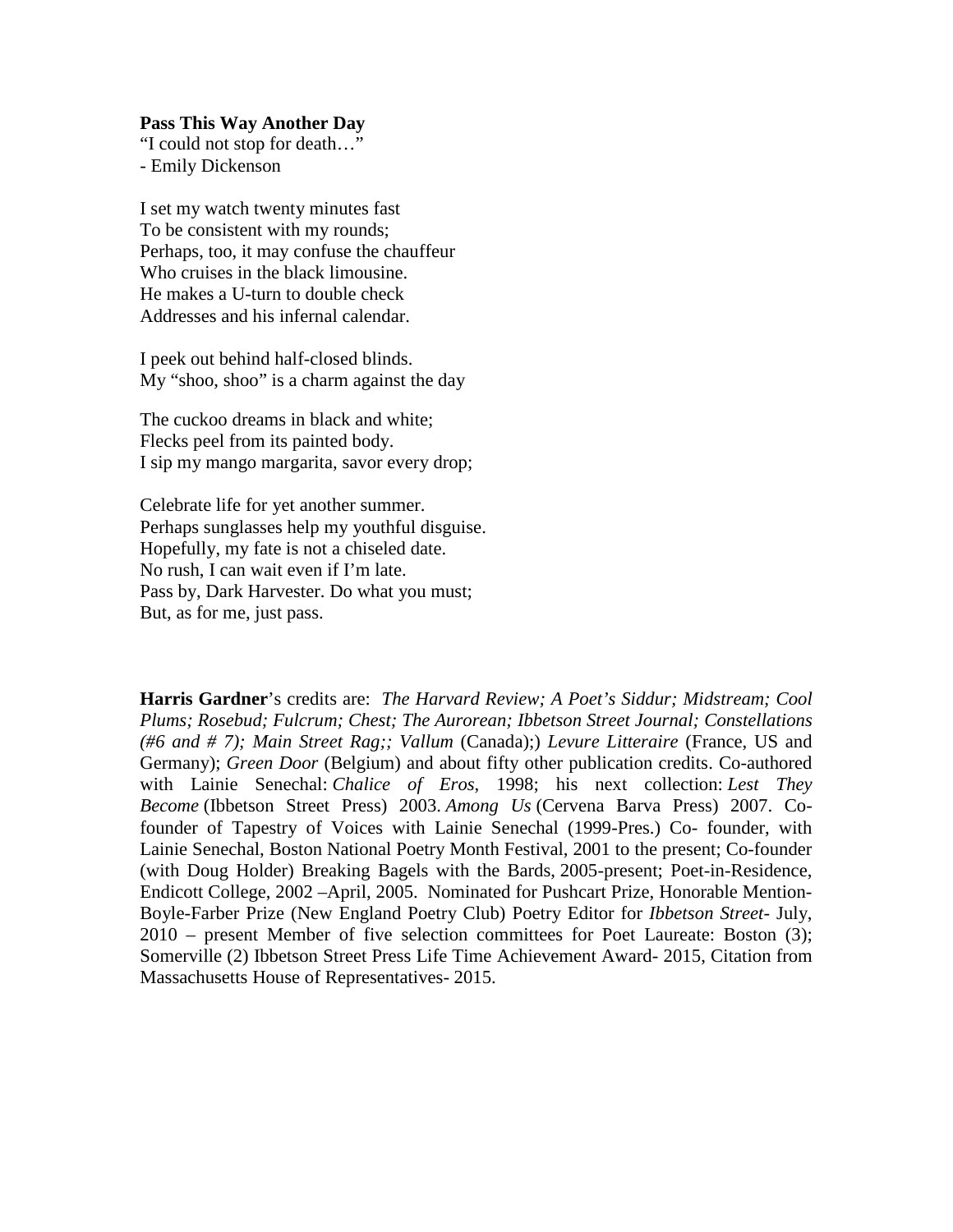**Pass This Way Another Day**

"I could not stop for death…"
- Emily Dickenson

I set my watch twenty minutes fast
To be consistent with my rounds;
Perhaps, too, it may confuse the chauffeur
Who cruises in the black limousine.
He makes a U-turn to double check
Addresses and his infernal calendar.

I peek out behind half-closed blinds.
My "shoo, shoo" is a charm against the day

The cuckoo dreams in black and white;
Flecks peel from its painted body.
I sip my mango margarita, savor every drop;

Celebrate life for yet another summer.
Perhaps sunglasses help my youthful disguise.
Hopefully, my fate is not a chiseled date.
No rush, I can wait even if I'm late.
Pass by, Dark Harvester. Do what you must;
But, as for me, just pass.

**Harris Gardner**'s credits are: *The Harvard Review; A Poet's Siddur; Midstream; Cool Plums; Rosebud; Fulcrum; Chest; The Aurorean; Ibbetson Street Journal; Constellations (#6 and # 7); Main Street Rag;; Vallum* (Canada);) *Levure Litteraire* (France, US and Germany); *Green Door* (Belgium) and about fifty other publication credits. Co-authored with Lainie Senechal: *Chalice of Eros*, 1998; his next collection: *Lest They Become* (Ibbetson Street Press) 2003. *Among Us* (Cervena Barva Press) 2007. Co-founder of Tapestry of Voices with Lainie Senechal (1999-Pres.) Co- founder, with Lainie Senechal, Boston National Poetry Month Festival, 2001 to the present; Co-founder (with Doug Holder) Breaking Bagels with the Bards, 2005-present; Poet-in-Residence, Endicott College, 2002 –April, 2005. Nominated for Pushcart Prize, Honorable Mention-Boyle-Farber Prize (New England Poetry Club) Poetry Editor for *Ibbetson Street*- July, 2010 – present Member of five selection committees for Poet Laureate: Boston (3); Somerville (2) Ibbetson Street Press Life Time Achievement Award- 2015, Citation from Massachusetts House of Representatives- 2015.